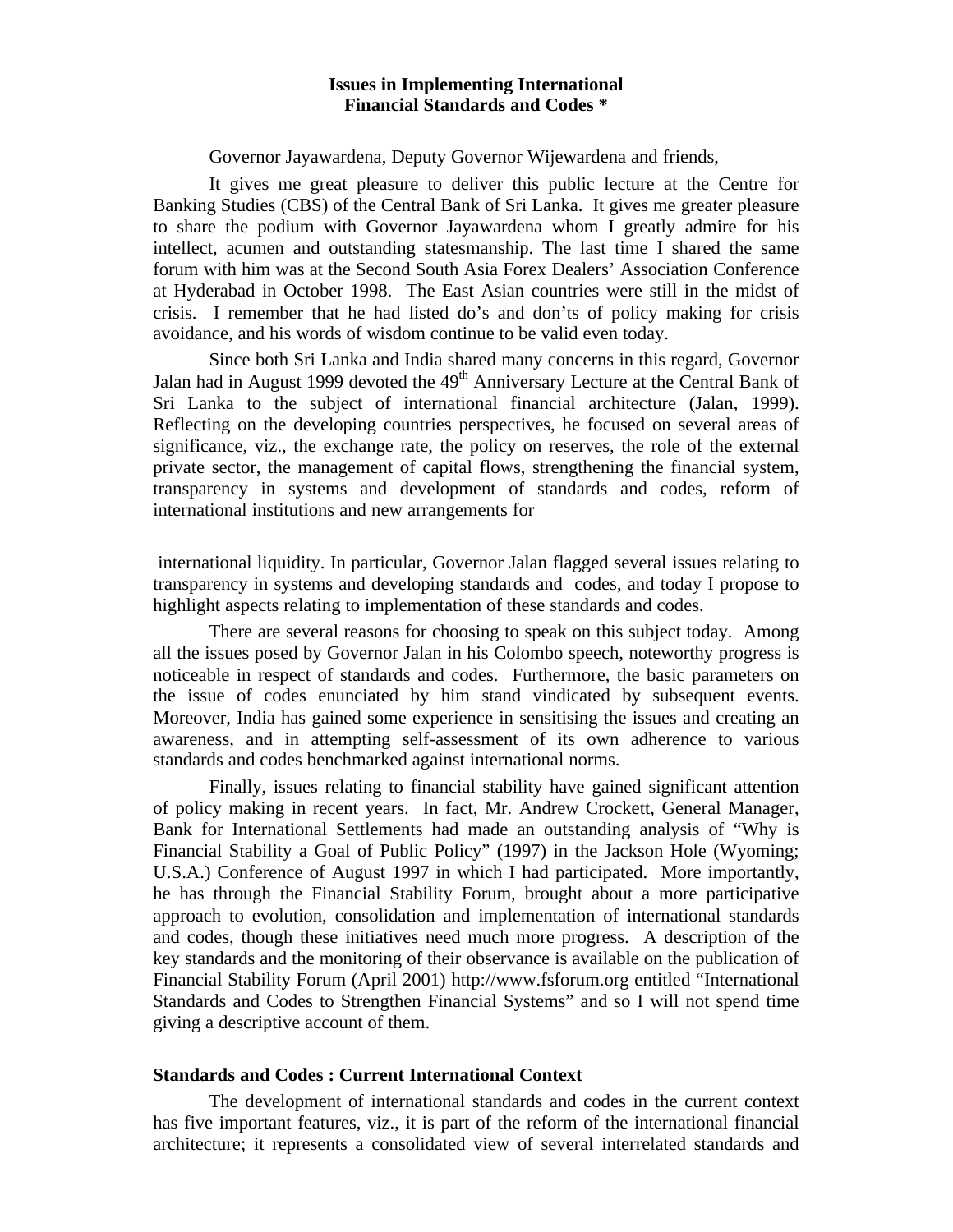# Issues in Implementing International Financial Standards and Codes *

Governor Jayawardena, Deputy Governor Wijewardena and friends,

It gives me great pleasure to deliver this public lecture at the Centre for Banking Studies (CBS) of the Central Bank of Sri Lanka. It gives me greater pleasure to share the podium with Governor Jayawardena whom I greatly admire for his intellect, acumen and outstanding statesmanship. The last time I shared the same forum with him was at the Second South Asia Forex Dealers' Association Conference at Hyderabad in October 1998. The East Asian countries were still in the midst of crisis. I remember that he had listed do's and don'ts of policy making for crisis avoidance, and his words of wisdom continue to be valid even today.

Since both Sri Lanka and India shared many concerns in this regard, Governor Jalan had in August 1999 devoted the 49th Anniversary Lecture at the Central Bank of Sri Lanka to the subject of international financial architecture (Jalan, 1999). Reflecting on the developing countries perspectives, he focused on several areas of significance, viz., the exchange rate, the policy on reserves, the role of the external private sector, the management of capital flows, strengthening the financial system, transparency in systems and development of standards and codes, reform of international institutions and new arrangements for international liquidity. In particular, Governor Jalan flagged several issues relating to transparency in systems and developing standards and codes, and today I propose to highlight aspects relating to implementation of these standards and codes.

There are several reasons for choosing to speak on this subject today. Among all the issues posed by Governor Jalan in his Colombo speech, noteworthy progress is noticeable in respect of standards and codes. Furthermore, the basic parameters on the issue of codes enunciated by him stand vindicated by subsequent events. Moreover, India has gained some experience in sensitising the issues and creating an awareness, and in attempting self-assessment of its own adherence to various standards and codes benchmarked against international norms.

Finally, issues relating to financial stability have gained significant attention of policy making in recent years. In fact, Mr. Andrew Crockett, General Manager, Bank for International Settlements had made an outstanding analysis of "Why is Financial Stability a Goal of Public Policy" (1997) in the Jackson Hole (Wyoming; U.S.A.) Conference of August 1997 in which I had participated. More importantly, he has through the Financial Stability Forum, brought about a more participative approach to evolution, consolidation and implementation of international standards and codes, though these initiatives need much more progress. A description of the key standards and the monitoring of their observance is available on the publication of Financial Stability Forum (April 2001) http://www.fsforum.org entitled "International Standards and Codes to Strengthen Financial Systems" and so I will not spend time giving a descriptive account of them.

## Standards and Codes : Current International Context

The development of international standards and codes in the current context has five important features, viz., it is part of the reform of the international financial architecture; it represents a consolidated view of several interrelated standards and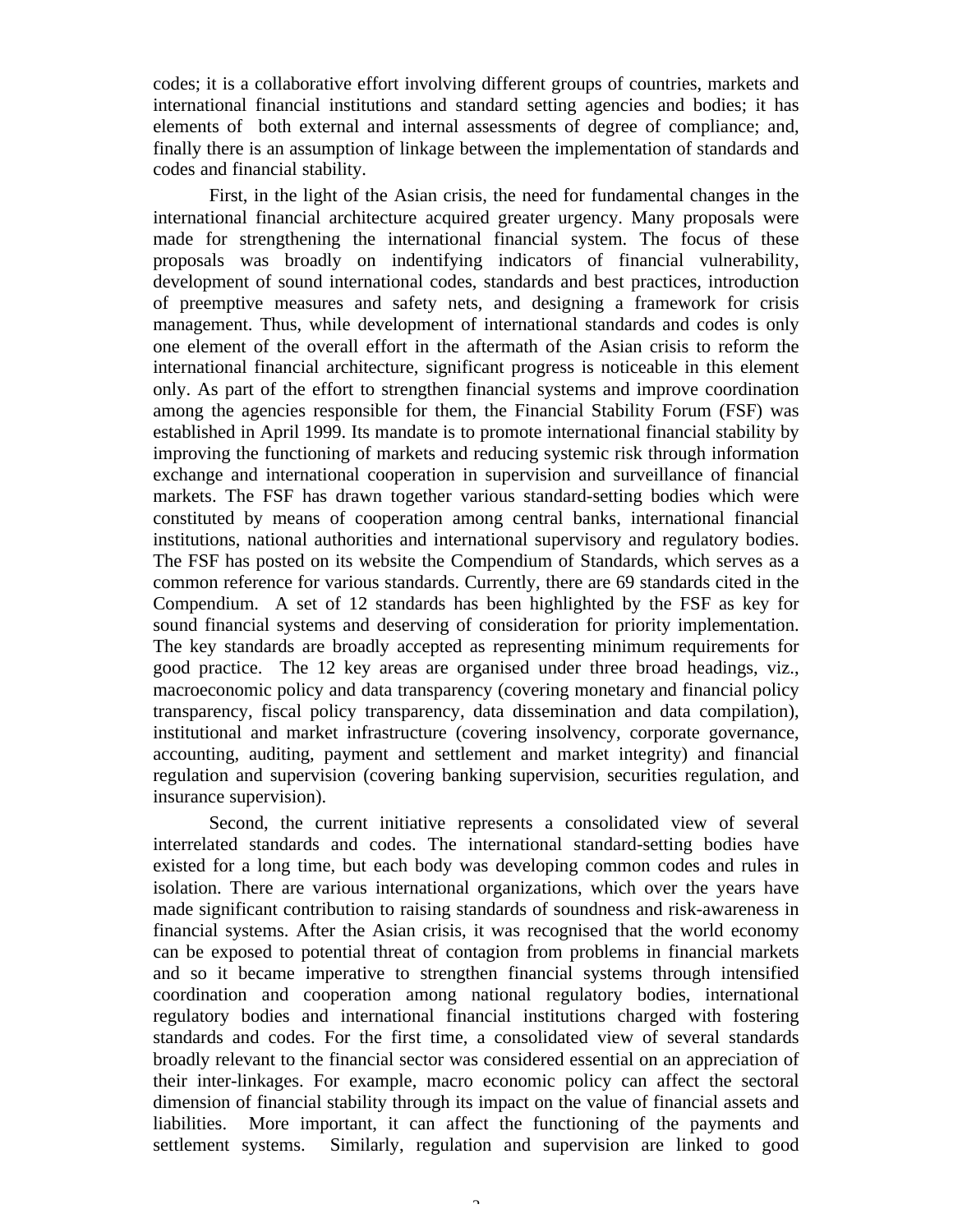codes; it is a collaborative effort involving different groups of countries, markets and international financial institutions and standard setting agencies and bodies; it has elements of both external and internal assessments of degree of compliance; and, finally there is an assumption of linkage between the implementation of standards and codes and financial stability.

First, in the light of the Asian crisis, the need for fundamental changes in the international financial architecture acquired greater urgency. Many proposals were made for strengthening the international financial system. The focus of these proposals was broadly on indentifying indicators of financial vulnerability, development of sound international codes, standards and best practices, introduction of preemptive measures and safety nets, and designing a framework for crisis management. Thus, while development of international standards and codes is only one element of the overall effort in the aftermath of the Asian crisis to reform the international financial architecture, significant progress is noticeable in this element only. As part of the effort to strengthen financial systems and improve coordination among the agencies responsible for them, the Financial Stability Forum (FSF) was established in April 1999. Its mandate is to promote international financial stability by improving the functioning of markets and reducing systemic risk through information exchange and international cooperation in supervision and surveillance of financial markets. The FSF has drawn together various standard-setting bodies which were constituted by means of cooperation among central banks, international financial institutions, national authorities and international supervisory and regulatory bodies. The FSF has posted on its website the Compendium of Standards, which serves as a common reference for various standards. Currently, there are 69 standards cited in the Compendium. A set of 12 standards has been highlighted by the FSF as key for sound financial systems and deserving of consideration for priority implementation. The key standards are broadly accepted as representing minimum requirements for good practice. The 12 key areas are organised under three broad headings, viz., macroeconomic policy and data transparency (covering monetary and financial policy transparency, fiscal policy transparency, data dissemination and data compilation), institutional and market infrastructure (covering insolvency, corporate governance, accounting, auditing, payment and settlement and market integrity) and financial regulation and supervision (covering banking supervision, securities regulation, and insurance supervision).

Second, the current initiative represents a consolidated view of several interrelated standards and codes. The international standard-setting bodies have existed for a long time, but each body was developing common codes and rules in isolation. There are various international organizations, which over the years have made significant contribution to raising standards of soundness and risk-awareness in financial systems. After the Asian crisis, it was recognised that the world economy can be exposed to potential threat of contagion from problems in financial markets and so it became imperative to strengthen financial systems through intensified coordination and cooperation among national regulatory bodies, international regulatory bodies and international financial institutions charged with fostering standards and codes. For the first time, a consolidated view of several standards broadly relevant to the financial sector was considered essential on an appreciation of their inter-linkages. For example, macro economic policy can affect the sectoral dimension of financial stability through its impact on the value of financial assets and liabilities. More important, it can affect the functioning of the payments and settlement systems. Similarly, regulation and supervision are linked to good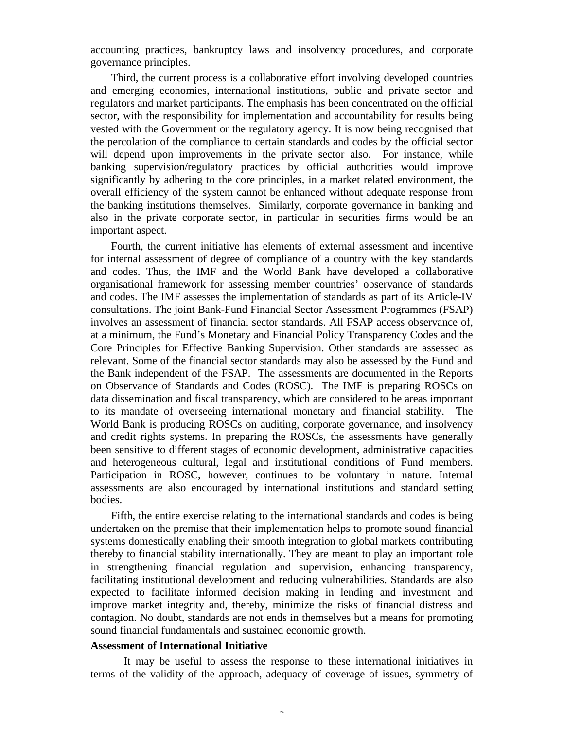accounting practices, bankruptcy laws and insolvency procedures, and corporate governance principles.

Third, the current process is a collaborative effort involving developed countries and emerging economies, international institutions, public and private sector and regulators and market participants. The emphasis has been concentrated on the official sector, with the responsibility for implementation and accountability for results being vested with the Government or the regulatory agency. It is now being recognised that the percolation of the compliance to certain standards and codes by the official sector will depend upon improvements in the private sector also. For instance, while banking supervision/regulatory practices by official authorities would improve significantly by adhering to the core principles, in a market related environment, the overall efficiency of the system cannot be enhanced without adequate response from the banking institutions themselves. Similarly, corporate governance in banking and also in the private corporate sector, in particular in securities firms would be an important aspect.

Fourth, the current initiative has elements of external assessment and incentive for internal assessment of degree of compliance of a country with the key standards and codes. Thus, the IMF and the World Bank have developed a collaborative organisational framework for assessing member countries' observance of standards and codes. The IMF assesses the implementation of standards as part of its Article-IV consultations. The joint Bank-Fund Financial Sector Assessment Programmes (FSAP) involves an assessment of financial sector standards. All FSAP access observance of, at a minimum, the Fund's Monetary and Financial Policy Transparency Codes and the Core Principles for Effective Banking Supervision. Other standards are assessed as relevant. Some of the financial sector standards may also be assessed by the Fund and the Bank independent of the FSAP. The assessments are documented in the Reports on Observance of Standards and Codes (ROSC). The IMF is preparing ROSCs on data dissemination and fiscal transparency, which are considered to be areas important to its mandate of overseeing international monetary and financial stability. The World Bank is producing ROSCs on auditing, corporate governance, and insolvency and credit rights systems. In preparing the ROSCs, the assessments have generally been sensitive to different stages of economic development, administrative capacities and heterogeneous cultural, legal and institutional conditions of Fund members. Participation in ROSC, however, continues to be voluntary in nature. Internal assessments are also encouraged by international institutions and standard setting bodies.

Fifth, the entire exercise relating to the international standards and codes is being undertaken on the premise that their implementation helps to promote sound financial systems domestically enabling their smooth integration to global markets contributing thereby to financial stability internationally. They are meant to play an important role in strengthening financial regulation and supervision, enhancing transparency, facilitating institutional development and reducing vulnerabilities. Standards are also expected to facilitate informed decision making in lending and investment and improve market integrity and, thereby, minimize the risks of financial distress and contagion. No doubt, standards are not ends in themselves but a means for promoting sound financial fundamentals and sustained economic growth.

**Assessment of International Initiative**

It may be useful to assess the response to these international initiatives in terms of the validity of the approach, adequacy of coverage of issues, symmetry of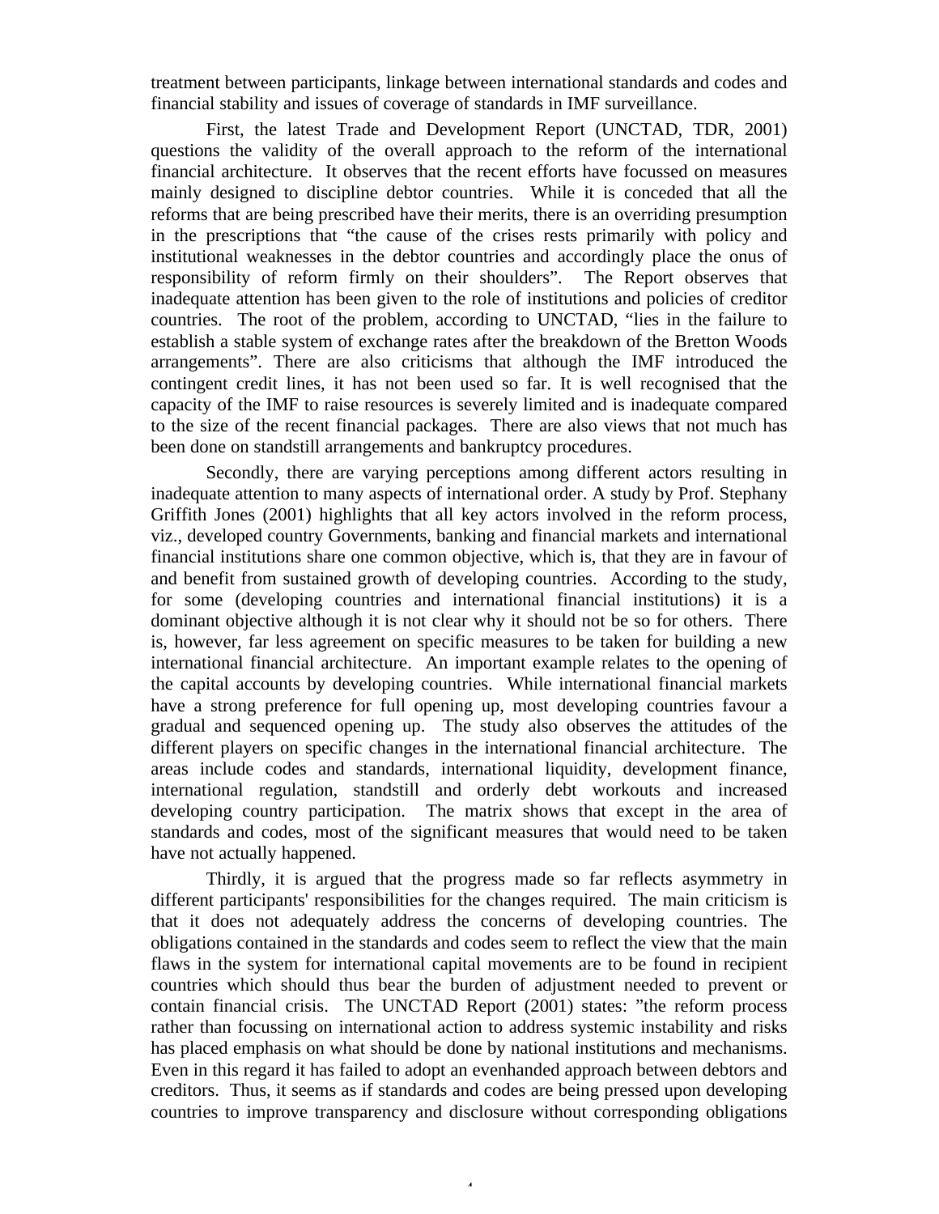treatment between participants, linkage between international standards and codes and financial stability and issues of coverage of standards in IMF surveillance.

First, the latest Trade and Development Report (UNCTAD, TDR, 2001) questions the validity of the overall approach to the reform of the international financial architecture. It observes that the recent efforts have focussed on measures mainly designed to discipline debtor countries. While it is conceded that all the reforms that are being prescribed have their merits, there is an overriding presumption in the prescriptions that "the cause of the crises rests primarily with policy and institutional weaknesses in the debtor countries and accordingly place the onus of responsibility of reform firmly on their shoulders". The Report observes that inadequate attention has been given to the role of institutions and policies of creditor countries. The root of the problem, according to UNCTAD, "lies in the failure to establish a stable system of exchange rates after the breakdown of the Bretton Woods arrangements". There are also criticisms that although the IMF introduced the contingent credit lines, it has not been used so far. It is well recognised that the capacity of the IMF to raise resources is severely limited and is inadequate compared to the size of the recent financial packages. There are also views that not much has been done on standstill arrangements and bankruptcy procedures.

Secondly, there are varying perceptions among different actors resulting in inadequate attention to many aspects of international order. A study by Prof. Stephany Griffith Jones (2001) highlights that all key actors involved in the reform process, viz., developed country Governments, banking and financial markets and international financial institutions share one common objective, which is, that they are in favour of and benefit from sustained growth of developing countries. According to the study, for some (developing countries and international financial institutions) it is a dominant objective although it is not clear why it should not be so for others. There is, however, far less agreement on specific measures to be taken for building a new international financial architecture. An important example relates to the opening of the capital accounts by developing countries. While international financial markets have a strong preference for full opening up, most developing countries favour a gradual and sequenced opening up. The study also observes the attitudes of the different players on specific changes in the international financial architecture. The areas include codes and standards, international liquidity, development finance, international regulation, standstill and orderly debt workouts and increased developing country participation. The matrix shows that except in the area of standards and codes, most of the significant measures that would need to be taken have not actually happened.

Thirdly, it is argued that the progress made so far reflects asymmetry in different participants' responsibilities for the changes required. The main criticism is that it does not adequately address the concerns of developing countries. The obligations contained in the standards and codes seem to reflect the view that the main flaws in the system for international capital movements are to be found in recipient countries which should thus bear the burden of adjustment needed to prevent or contain financial crisis. The UNCTAD Report (2001) states: "the reform process rather than focussing on international action to address systemic instability and risks has placed emphasis on what should be done by national institutions and mechanisms. Even in this regard it has failed to adopt an evenhanded approach between debtors and creditors. Thus, it seems as if standards and codes are being pressed upon developing countries to improve transparency and disclosure without corresponding obligations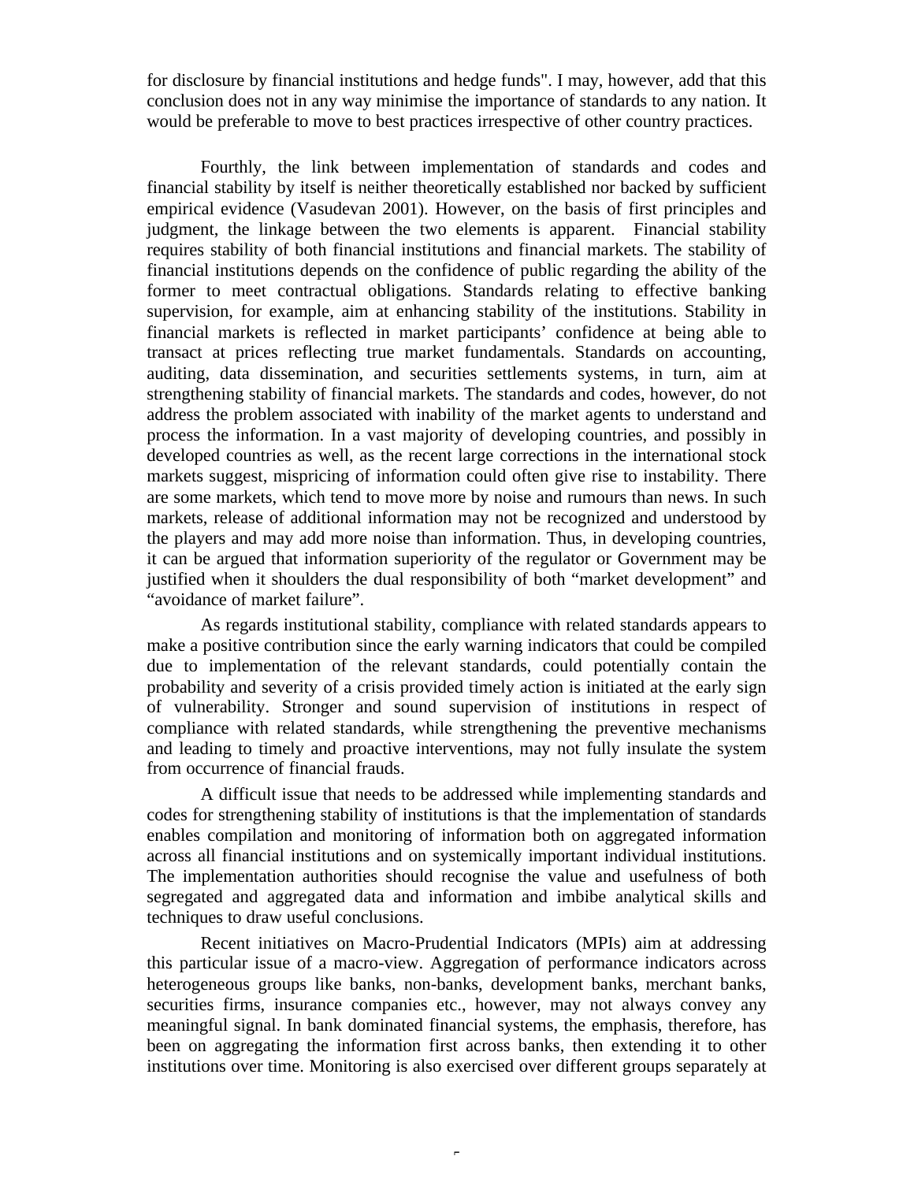for disclosure by financial institutions and hedge funds". I may, however, add that this conclusion does not in any way minimise the importance of standards to any nation. It would be preferable to move to best practices irrespective of other country practices.

Fourthly, the link between implementation of standards and codes and financial stability by itself is neither theoretically established nor backed by sufficient empirical evidence (Vasudevan 2001). However, on the basis of first principles and judgment, the linkage between the two elements is apparent. Financial stability requires stability of both financial institutions and financial markets. The stability of financial institutions depends on the confidence of public regarding the ability of the former to meet contractual obligations. Standards relating to effective banking supervision, for example, aim at enhancing stability of the institutions. Stability in financial markets is reflected in market participants' confidence at being able to transact at prices reflecting true market fundamentals. Standards on accounting, auditing, data dissemination, and securities settlements systems, in turn, aim at strengthening stability of financial markets. The standards and codes, however, do not address the problem associated with inability of the market agents to understand and process the information. In a vast majority of developing countries, and possibly in developed countries as well, as the recent large corrections in the international stock markets suggest, mispricing of information could often give rise to instability. There are some markets, which tend to move more by noise and rumours than news. In such markets, release of additional information may not be recognized and understood by the players and may add more noise than information. Thus, in developing countries, it can be argued that information superiority of the regulator or Government may be justified when it shoulders the dual responsibility of both "market development" and "avoidance of market failure".

As regards institutional stability, compliance with related standards appears to make a positive contribution since the early warning indicators that could be compiled due to implementation of the relevant standards, could potentially contain the probability and severity of a crisis provided timely action is initiated at the early sign of vulnerability. Stronger and sound supervision of institutions in respect of compliance with related standards, while strengthening the preventive mechanisms and leading to timely and proactive interventions, may not fully insulate the system from occurrence of financial frauds.

A difficult issue that needs to be addressed while implementing standards and codes for strengthening stability of institutions is that the implementation of standards enables compilation and monitoring of information both on aggregated information across all financial institutions and on systemically important individual institutions. The implementation authorities should recognise the value and usefulness of both segregated and aggregated data and information and imbibe analytical skills and techniques to draw useful conclusions.

Recent initiatives on Macro-Prudential Indicators (MPIs) aim at addressing this particular issue of a macro-view. Aggregation of performance indicators across heterogeneous groups like banks, non-banks, development banks, merchant banks, securities firms, insurance companies etc., however, may not always convey any meaningful signal. In bank dominated financial systems, the emphasis, therefore, has been on aggregating the information first across banks, then extending it to other institutions over time. Monitoring is also exercised over different groups separately at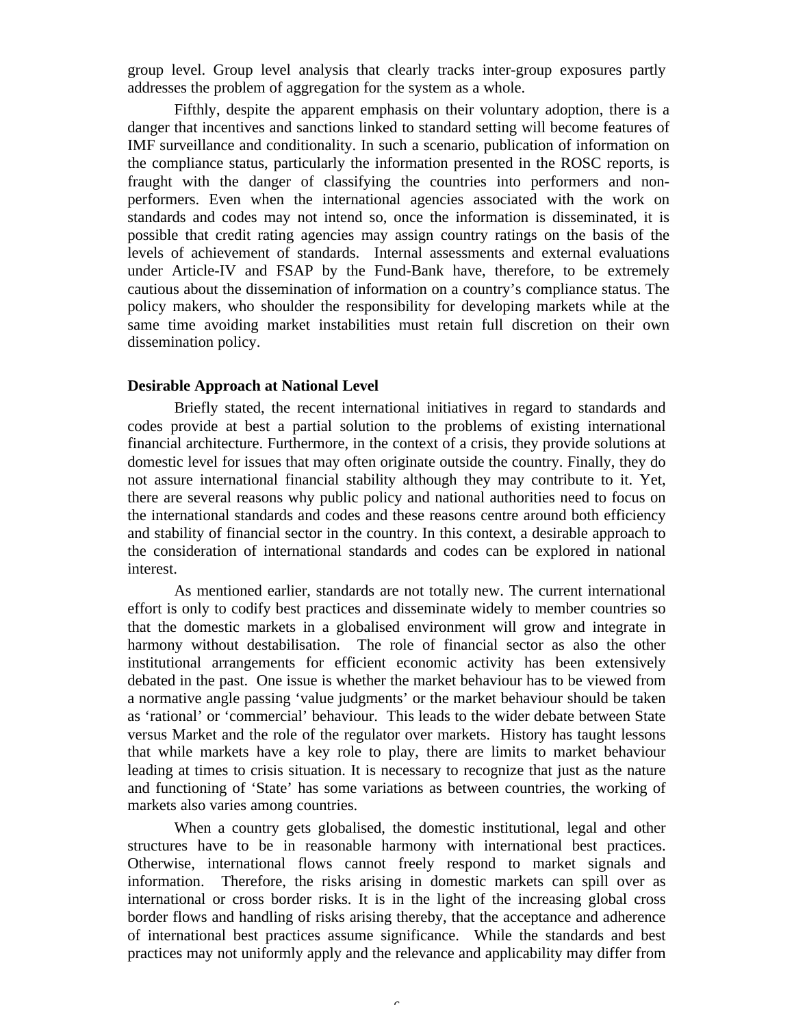group level. Group level analysis that clearly tracks inter-group exposures partly addresses the problem of aggregation for the system as a whole.

Fifthly, despite the apparent emphasis on their voluntary adoption, there is a danger that incentives and sanctions linked to standard setting will become features of IMF surveillance and conditionality. In such a scenario, publication of information on the compliance status, particularly the information presented in the ROSC reports, is fraught with the danger of classifying the countries into performers and non-performers. Even when the international agencies associated with the work on standards and codes may not intend so, once the information is disseminated, it is possible that credit rating agencies may assign country ratings on the basis of the levels of achievement of standards. Internal assessments and external evaluations under Article-IV and FSAP by the Fund-Bank have, therefore, to be extremely cautious about the dissemination of information on a country's compliance status. The policy makers, who shoulder the responsibility for developing markets while at the same time avoiding market instabilities must retain full discretion on their own dissemination policy.

**Desirable Approach at National Level**

Briefly stated, the recent international initiatives in regard to standards and codes provide at best a partial solution to the problems of existing international financial architecture. Furthermore, in the context of a crisis, they provide solutions at domestic level for issues that may often originate outside the country. Finally, they do not assure international financial stability although they may contribute to it. Yet, there are several reasons why public policy and national authorities need to focus on the international standards and codes and these reasons centre around both efficiency and stability of financial sector in the country. In this context, a desirable approach to the consideration of international standards and codes can be explored in national interest.

As mentioned earlier, standards are not totally new. The current international effort is only to codify best practices and disseminate widely to member countries so that the domestic markets in a globalised environment will grow and integrate in harmony without destabilisation. The role of financial sector as also the other institutional arrangements for efficient economic activity has been extensively debated in the past. One issue is whether the market behaviour has to be viewed from a normative angle passing 'value judgments' or the market behaviour should be taken as 'rational' or 'commercial' behaviour. This leads to the wider debate between State versus Market and the role of the regulator over markets. History has taught lessons that while markets have a key role to play, there are limits to market behaviour leading at times to crisis situation. It is necessary to recognize that just as the nature and functioning of 'State' has some variations as between countries, the working of markets also varies among countries.

When a country gets globalised, the domestic institutional, legal and other structures have to be in reasonable harmony with international best practices. Otherwise, international flows cannot freely respond to market signals and information. Therefore, the risks arising in domestic markets can spill over as international or cross border risks. It is in the light of the increasing global cross border flows and handling of risks arising thereby, that the acceptance and adherence of international best practices assume significance. While the standards and best practices may not uniformly apply and the relevance and applicability may differ from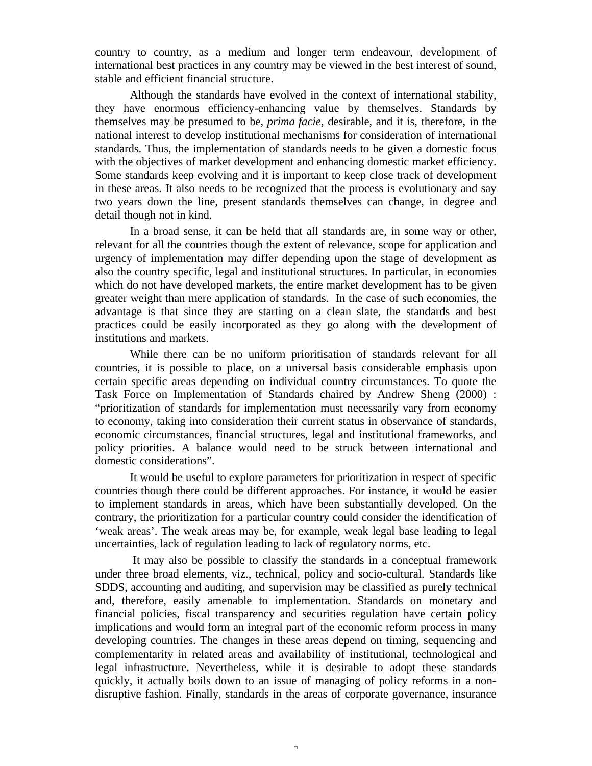country to country, as a medium and longer term endeavour, development of international best practices in any country may be viewed in the best interest of sound, stable and efficient financial structure.

Although the standards have evolved in the context of international stability, they have enormous efficiency-enhancing value by themselves. Standards by themselves may be presumed to be, *prima facie*, desirable, and it is, therefore, in the national interest to develop institutional mechanisms for consideration of international standards. Thus, the implementation of standards needs to be given a domestic focus with the objectives of market development and enhancing domestic market efficiency. Some standards keep evolving and it is important to keep close track of development in these areas. It also needs to be recognized that the process is evolutionary and say two years down the line, present standards themselves can change, in degree and detail though not in kind.

In a broad sense, it can be held that all standards are, in some way or other, relevant for all the countries though the extent of relevance, scope for application and urgency of implementation may differ depending upon the stage of development as also the country specific, legal and institutional structures. In particular, in economies which do not have developed markets, the entire market development has to be given greater weight than mere application of standards. In the case of such economies, the advantage is that since they are starting on a clean slate, the standards and best practices could be easily incorporated as they go along with the development of institutions and markets.

While there can be no uniform prioritisation of standards relevant for all countries, it is possible to place, on a universal basis considerable emphasis upon certain specific areas depending on individual country circumstances. To quote the Task Force on Implementation of Standards chaired by Andrew Sheng (2000) : "prioritization of standards for implementation must necessarily vary from economy to economy, taking into consideration their current status in observance of standards, economic circumstances, financial structures, legal and institutional frameworks, and policy priorities. A balance would need to be struck between international and domestic considerations".

It would be useful to explore parameters for prioritization in respect of specific countries though there could be different approaches. For instance, it would be easier to implement standards in areas, which have been substantially developed. On the contrary, the prioritization for a particular country could consider the identification of 'weak areas'. The weak areas may be, for example, weak legal base leading to legal uncertainties, lack of regulation leading to lack of regulatory norms, etc.

It may also be possible to classify the standards in a conceptual framework under three broad elements, viz., technical, policy and socio-cultural. Standards like SDDS, accounting and auditing, and supervision may be classified as purely technical and, therefore, easily amenable to implementation. Standards on monetary and financial policies, fiscal transparency and securities regulation have certain policy implications and would form an integral part of the economic reform process in many developing countries. The changes in these areas depend on timing, sequencing and complementarity in related areas and availability of institutional, technological and legal infrastructure. Nevertheless, while it is desirable to adopt these standards quickly, it actually boils down to an issue of managing of policy reforms in a non-disruptive fashion. Finally, standards in the areas of corporate governance, insurance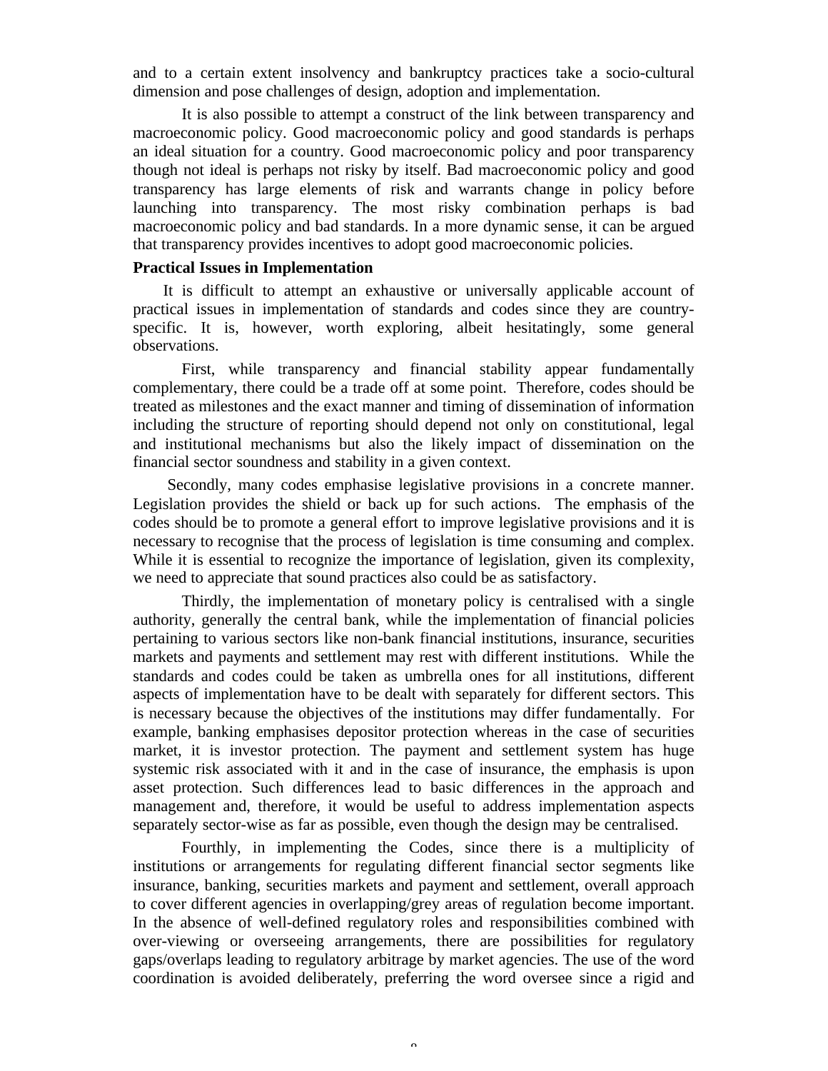and to a certain extent insolvency and bankruptcy practices take a socio-cultural dimension and pose challenges of design, adoption and implementation.

It is also possible to attempt a construct of the link between transparency and macroeconomic policy. Good macroeconomic policy and good standards is perhaps an ideal situation for a country. Good macroeconomic policy and poor transparency though not ideal is perhaps not risky by itself. Bad macroeconomic policy and good transparency has large elements of risk and warrants change in policy before launching into transparency. The most risky combination perhaps is bad macroeconomic policy and bad standards. In a more dynamic sense, it can be argued that transparency provides incentives to adopt good macroeconomic policies.

**Practical Issues in Implementation**

It is difficult to attempt an exhaustive or universally applicable account of practical issues in implementation of standards and codes since they are country-specific. It is, however, worth exploring, albeit hesitatingly, some general observations.

First, while transparency and financial stability appear fundamentally complementary, there could be a trade off at some point. Therefore, codes should be treated as milestones and the exact manner and timing of dissemination of information including the structure of reporting should depend not only on constitutional, legal and institutional mechanisms but also the likely impact of dissemination on the financial sector soundness and stability in a given context.

Secondly, many codes emphasise legislative provisions in a concrete manner. Legislation provides the shield or back up for such actions. The emphasis of the codes should be to promote a general effort to improve legislative provisions and it is necessary to recognise that the process of legislation is time consuming and complex. While it is essential to recognize the importance of legislation, given its complexity, we need to appreciate that sound practices also could be as satisfactory.

Thirdly, the implementation of monetary policy is centralised with a single authority, generally the central bank, while the implementation of financial policies pertaining to various sectors like non-bank financial institutions, insurance, securities markets and payments and settlement may rest with different institutions. While the standards and codes could be taken as umbrella ones for all institutions, different aspects of implementation have to be dealt with separately for different sectors. This is necessary because the objectives of the institutions may differ fundamentally. For example, banking emphasises depositor protection whereas in the case of securities market, it is investor protection. The payment and settlement system has huge systemic risk associated with it and in the case of insurance, the emphasis is upon asset protection. Such differences lead to basic differences in the approach and management and, therefore, it would be useful to address implementation aspects separately sector-wise as far as possible, even though the design may be centralised.

Fourthly, in implementing the Codes, since there is a multiplicity of institutions or arrangements for regulating different financial sector segments like insurance, banking, securities markets and payment and settlement, overall approach to cover different agencies in overlapping/grey areas of regulation become important. In the absence of well-defined regulatory roles and responsibilities combined with over-viewing or overseeing arrangements, there are possibilities for regulatory gaps/overlaps leading to regulatory arbitrage by market agencies. The use of the word coordination is avoided deliberately, preferring the word oversee since a rigid and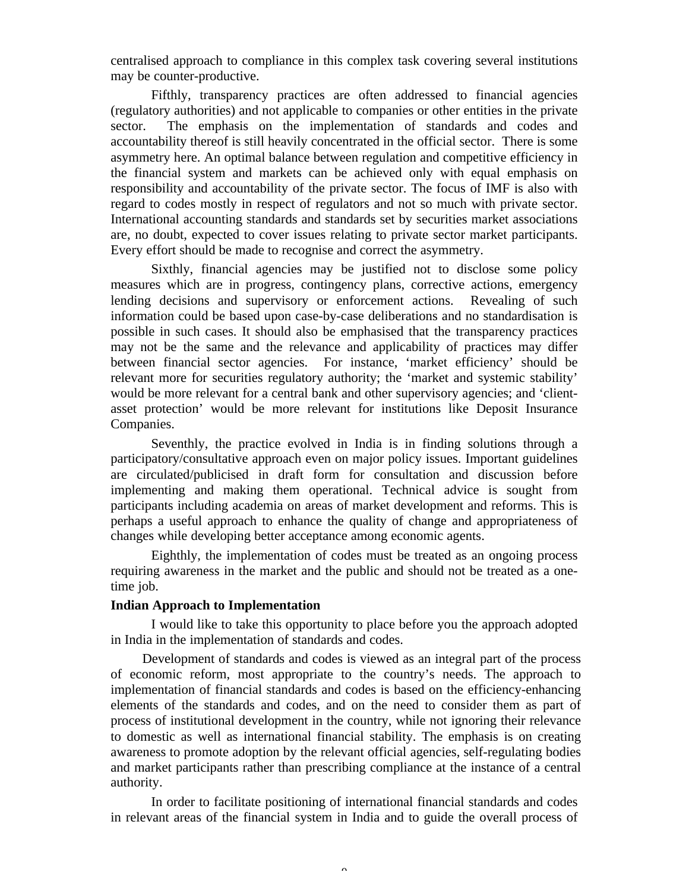centralised approach to compliance in this complex task covering several institutions may be counter-productive.

Fifthly, transparency practices are often addressed to financial agencies (regulatory authorities) and not applicable to companies or other entities in the private sector. The emphasis on the implementation of standards and codes and accountability thereof is still heavily concentrated in the official sector. There is some asymmetry here. An optimal balance between regulation and competitive efficiency in the financial system and markets can be achieved only with equal emphasis on responsibility and accountability of the private sector. The focus of IMF is also with regard to codes mostly in respect of regulators and not so much with private sector. International accounting standards and standards set by securities market associations are, no doubt, expected to cover issues relating to private sector market participants. Every effort should be made to recognise and correct the asymmetry.

Sixthly, financial agencies may be justified not to disclose some policy measures which are in progress, contingency plans, corrective actions, emergency lending decisions and supervisory or enforcement actions. Revealing of such information could be based upon case-by-case deliberations and no standardisation is possible in such cases. It should also be emphasised that the transparency practices may not be the same and the relevance and applicability of practices may differ between financial sector agencies. For instance, 'market efficiency' should be relevant more for securities regulatory authority; the 'market and systemic stability' would be more relevant for a central bank and other supervisory agencies; and 'client-asset protection' would be more relevant for institutions like Deposit Insurance Companies.

Seventhly, the practice evolved in India is in finding solutions through a participatory/consultative approach even on major policy issues. Important guidelines are circulated/publicised in draft form for consultation and discussion before implementing and making them operational. Technical advice is sought from participants including academia on areas of market development and reforms. This is perhaps a useful approach to enhance the quality of change and appropriateness of changes while developing better acceptance among economic agents.

Eighthly, the implementation of codes must be treated as an ongoing process requiring awareness in the market and the public and should not be treated as a one-time job.

**Indian Approach to Implementation**

I would like to take this opportunity to place before you the approach adopted in India in the implementation of standards and codes.

Development of standards and codes is viewed as an integral part of the process of economic reform, most appropriate to the country's needs. The approach to implementation of financial standards and codes is based on the efficiency-enhancing elements of the standards and codes, and on the need to consider them as part of process of institutional development in the country, while not ignoring their relevance to domestic as well as international financial stability. The emphasis is on creating awareness to promote adoption by the relevant official agencies, self-regulating bodies and market participants rather than prescribing compliance at the instance of a central authority.

In order to facilitate positioning of international financial standards and codes in relevant areas of the financial system in India and to guide the overall process of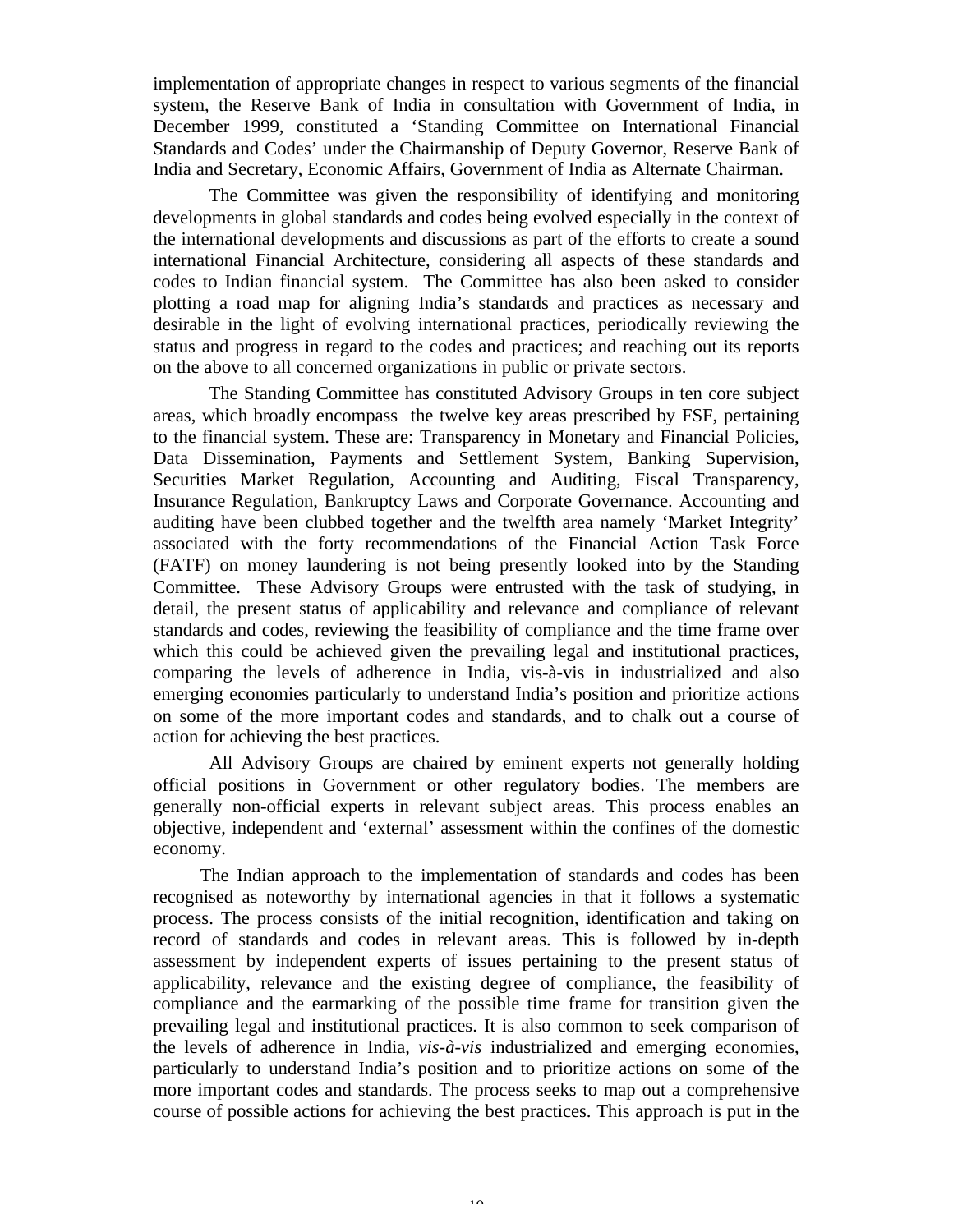implementation of appropriate changes in respect to various segments of the financial system, the Reserve Bank of India in consultation with Government of India, in December 1999, constituted a 'Standing Committee on International Financial Standards and Codes' under the Chairmanship of Deputy Governor, Reserve Bank of India and Secretary, Economic Affairs, Government of India as Alternate Chairman.

The Committee was given the responsibility of identifying and monitoring developments in global standards and codes being evolved especially in the context of the international developments and discussions as part of the efforts to create a sound international Financial Architecture, considering all aspects of these standards and codes to Indian financial system. The Committee has also been asked to consider plotting a road map for aligning India's standards and practices as necessary and desirable in the light of evolving international practices, periodically reviewing the status and progress in regard to the codes and practices; and reaching out its reports on the above to all concerned organizations in public or private sectors.

The Standing Committee has constituted Advisory Groups in ten core subject areas, which broadly encompass the twelve key areas prescribed by FSF, pertaining to the financial system. These are: Transparency in Monetary and Financial Policies, Data Dissemination, Payments and Settlement System, Banking Supervision, Securities Market Regulation, Accounting and Auditing, Fiscal Transparency, Insurance Regulation, Bankruptcy Laws and Corporate Governance. Accounting and auditing have been clubbed together and the twelfth area namely 'Market Integrity' associated with the forty recommendations of the Financial Action Task Force (FATF) on money laundering is not being presently looked into by the Standing Committee. These Advisory Groups were entrusted with the task of studying, in detail, the present status of applicability and relevance and compliance of relevant standards and codes, reviewing the feasibility of compliance and the time frame over which this could be achieved given the prevailing legal and institutional practices, comparing the levels of adherence in India, vis-à-vis in industrialized and also emerging economies particularly to understand India's position and prioritize actions on some of the more important codes and standards, and to chalk out a course of action for achieving the best practices.

All Advisory Groups are chaired by eminent experts not generally holding official positions in Government or other regulatory bodies. The members are generally non-official experts in relevant subject areas. This process enables an objective, independent and 'external' assessment within the confines of the domestic economy.

The Indian approach to the implementation of standards and codes has been recognised as noteworthy by international agencies in that it follows a systematic process. The process consists of the initial recognition, identification and taking on record of standards and codes in relevant areas. This is followed by in-depth assessment by independent experts of issues pertaining to the present status of applicability, relevance and the existing degree of compliance, the feasibility of compliance and the earmarking of the possible time frame for transition given the prevailing legal and institutional practices. It is also common to seek comparison of the levels of adherence in India, *vis-à-vis* industrialized and emerging economies, particularly to understand India's position and to prioritize actions on some of the more important codes and standards. The process seeks to map out a comprehensive course of possible actions for achieving the best practices. This approach is put in the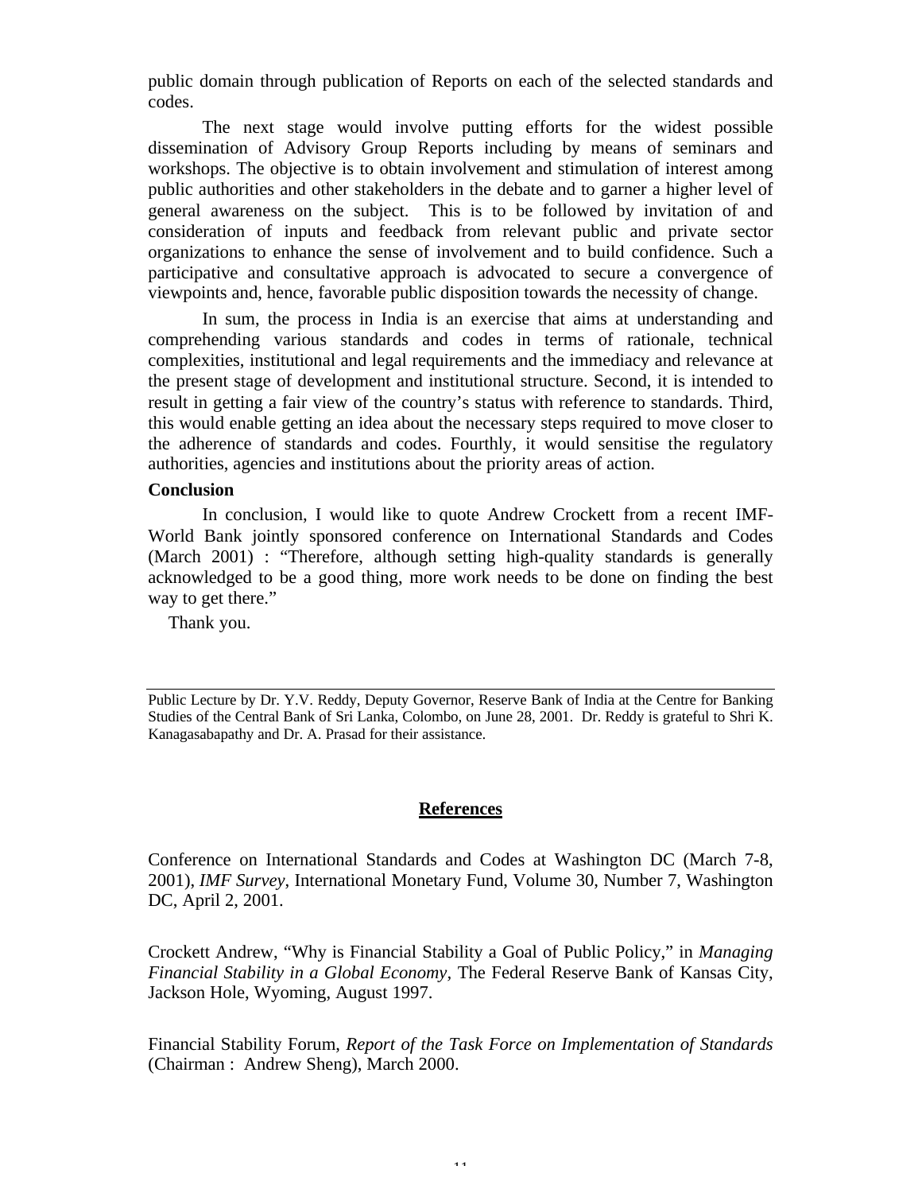public domain through publication of Reports on each of the selected standards and codes.

The next stage would involve putting efforts for the widest possible dissemination of Advisory Group Reports including by means of seminars and workshops. The objective is to obtain involvement and stimulation of interest among public authorities and other stakeholders in the debate and to garner a higher level of general awareness on the subject. This is to be followed by invitation of and consideration of inputs and feedback from relevant public and private sector organizations to enhance the sense of involvement and to build confidence. Such a participative and consultative approach is advocated to secure a convergence of viewpoints and, hence, favorable public disposition towards the necessity of change.

In sum, the process in India is an exercise that aims at understanding and comprehending various standards and codes in terms of rationale, technical complexities, institutional and legal requirements and the immediacy and relevance at the present stage of development and institutional structure. Second, it is intended to result in getting a fair view of the country's status with reference to standards. Third, this would enable getting an idea about the necessary steps required to move closer to the adherence of standards and codes. Fourthly, it would sensitise the regulatory authorities, agencies and institutions about the priority areas of action.

**Conclusion**

In conclusion, I would like to quote Andrew Crockett from a recent IMF-World Bank jointly sponsored conference on International Standards and Codes (March 2001) : "Therefore, although setting high-quality standards is generally acknowledged to be a good thing, more work needs to be done on finding the best way to get there."

Thank you.

---

Public Lecture by Dr. Y.V. Reddy, Deputy Governor, Reserve Bank of India at the Centre for Banking Studies of the Central Bank of Sri Lanka, Colombo, on June 28, 2001. Dr. Reddy is grateful to Shri K. Kanagasabapathy and Dr. A. Prasad for their assistance.

## References

Conference on International Standards and Codes at Washington DC (March 7-8, 2001), *IMF Survey*, International Monetary Fund, Volume 30, Number 7, Washington DC, April 2, 2001.

Crockett Andrew, "Why is Financial Stability a Goal of Public Policy," in *Managing Financial Stability in a Global Economy*, The Federal Reserve Bank of Kansas City, Jackson Hole, Wyoming, August 1997.

Financial Stability Forum, *Report of the Task Force on Implementation of Standards* (Chairman : Andrew Sheng), March 2000.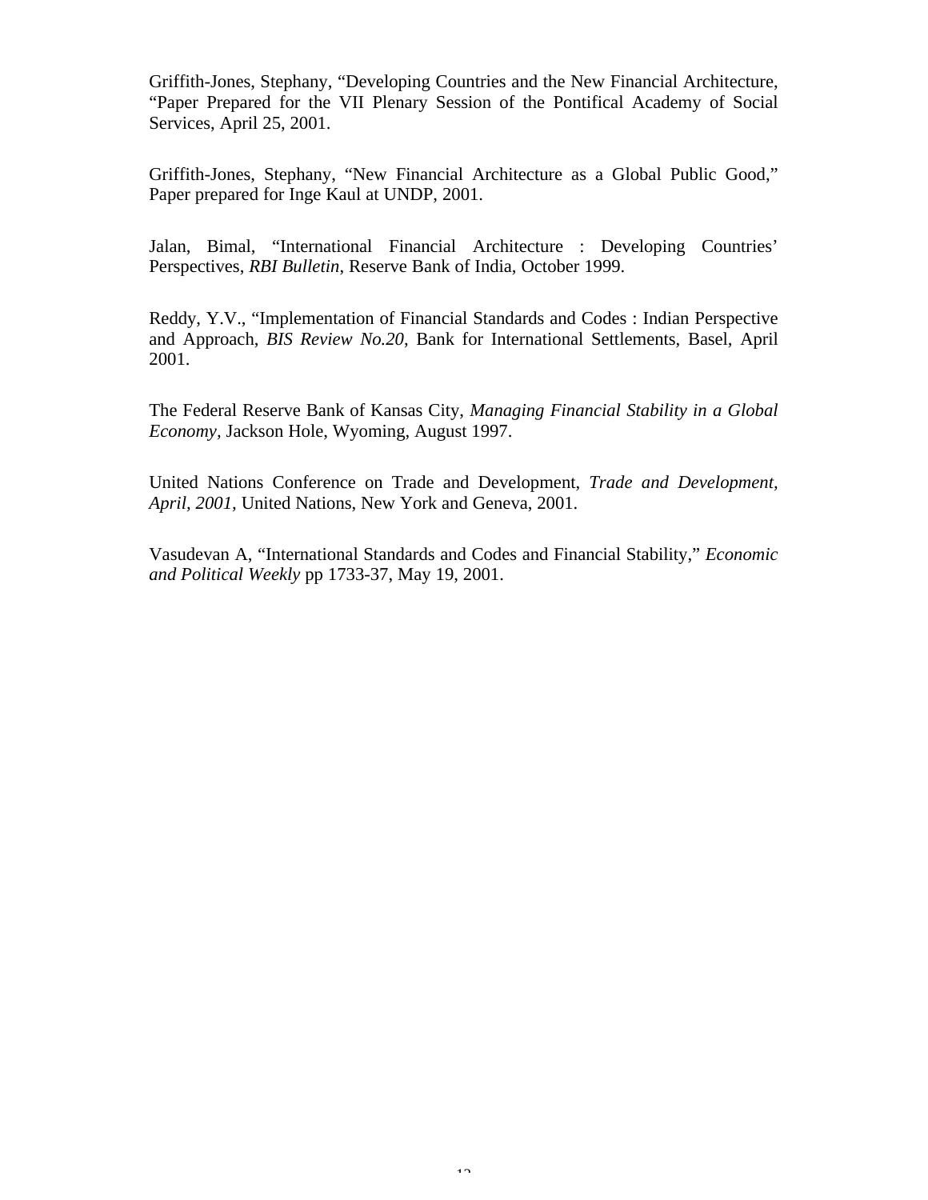Griffith-Jones, Stephany, “Developing Countries and the New Financial Architecture, “Paper Prepared for the VII Plenary Session of the Pontifical Academy of Social Services, April 25, 2001.

Griffith-Jones, Stephany, “New Financial Architecture as a Global Public Good,” Paper prepared for Inge Kaul at UNDP, 2001.

Jalan, Bimal, “International Financial Architecture : Developing Countries’ Perspectives, *RBI Bulletin*, Reserve Bank of India, October 1999.

Reddy, Y.V., “Implementation of Financial Standards and Codes : Indian Perspective and Approach, *BIS Review No.20*, Bank for International Settlements, Basel, April 2001.

The Federal Reserve Bank of Kansas City, *Managing Financial Stability in a Global Economy,* Jackson Hole, Wyoming, August 1997.

United Nations Conference on Trade and Development, *Trade and Development, April, 2001,* United Nations, New York and Geneva, 2001.

Vasudevan A, “International Standards and Codes and Financial Stability,” *Economic and Political Weekly* pp 1733-37, May 19, 2001.